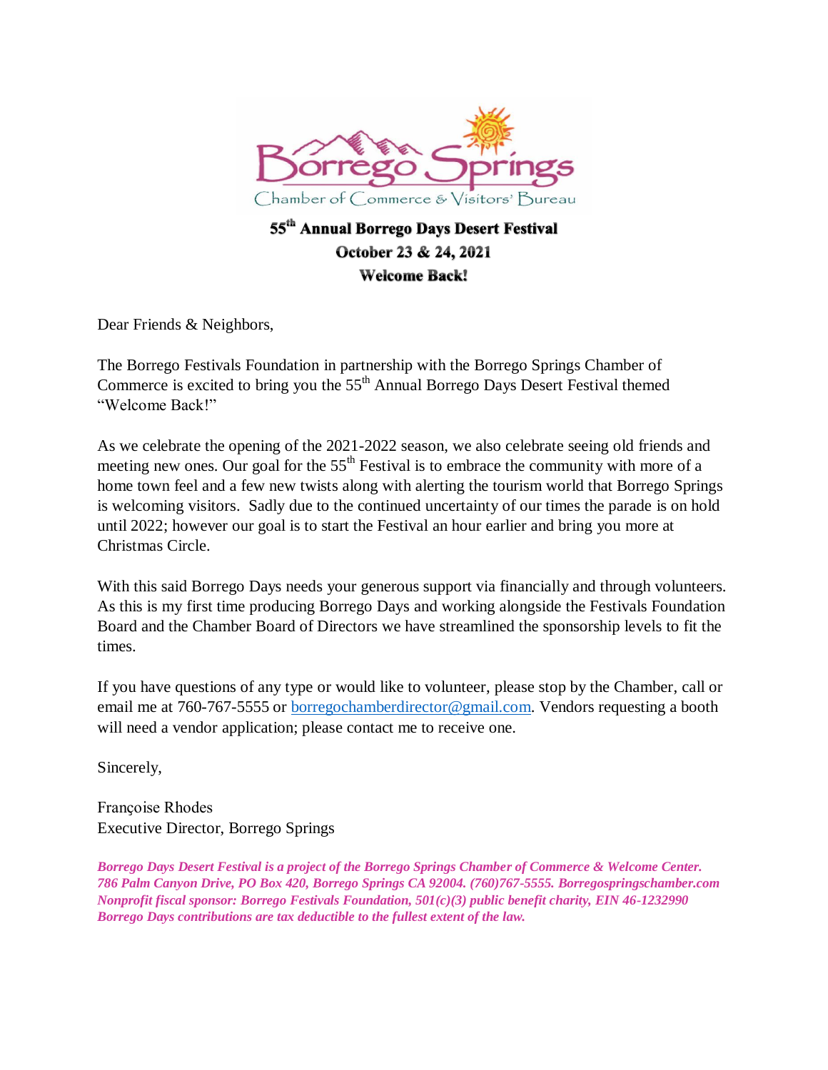Borrego Springs
Chamber of Commerce & Visitors' Bureau

# 55th Annual Borrego Days Desert Festival

**October 23 & 24, 2021**

**Welcome Back!**

Dear Friends & Neighbors,

The Borrego Festivals Foundation in partnership with the Borrego Springs Chamber of Commerce is excited to bring you the 55th Annual Borrego Days Desert Festival themed "Welcome Back!"

As we celebrate the opening of the 2021-2022 season, we also celebrate seeing old friends and meeting new ones. Our goal for the 55th Festival is to embrace the community with more of a home town feel and a few new twists along with alerting the tourism world that Borrego Springs is welcoming visitors. Sadly due to the continued uncertainty of our times the parade is on hold until 2022; however our goal is to start the Festival an hour earlier and bring you more at Christmas Circle.

With this said Borrego Days needs your generous support via financially and through volunteers. As this is my first time producing Borrego Days and working alongside the Festivals Foundation Board and the Chamber Board of Directors we have streamlined the sponsorship levels to fit the times.

If you have questions of any type or would like to volunteer, please stop by the Chamber, call or email me at 760-767-5555 or borregochamberdirector@gmail.com. Vendors requesting a booth will need a vendor application; please contact me to receive one.

Sincerely,

Françoise Rhodes
Executive Director, Borrego Springs

***Borrego Days Desert Festival is a project of the Borrego Springs Chamber of Commerce & Welcome Center. 786 Palm Canyon Drive, PO Box 420, Borrego Springs CA 92004. (760)767-5555. Borregospringschamber.com***
***Nonprofit fiscal sponsor: Borrego Festivals Foundation, 501(c)(3) public benefit charity, EIN 46-1232990***
***Borrego Days contributions are tax deductible to the fullest extent of the law.***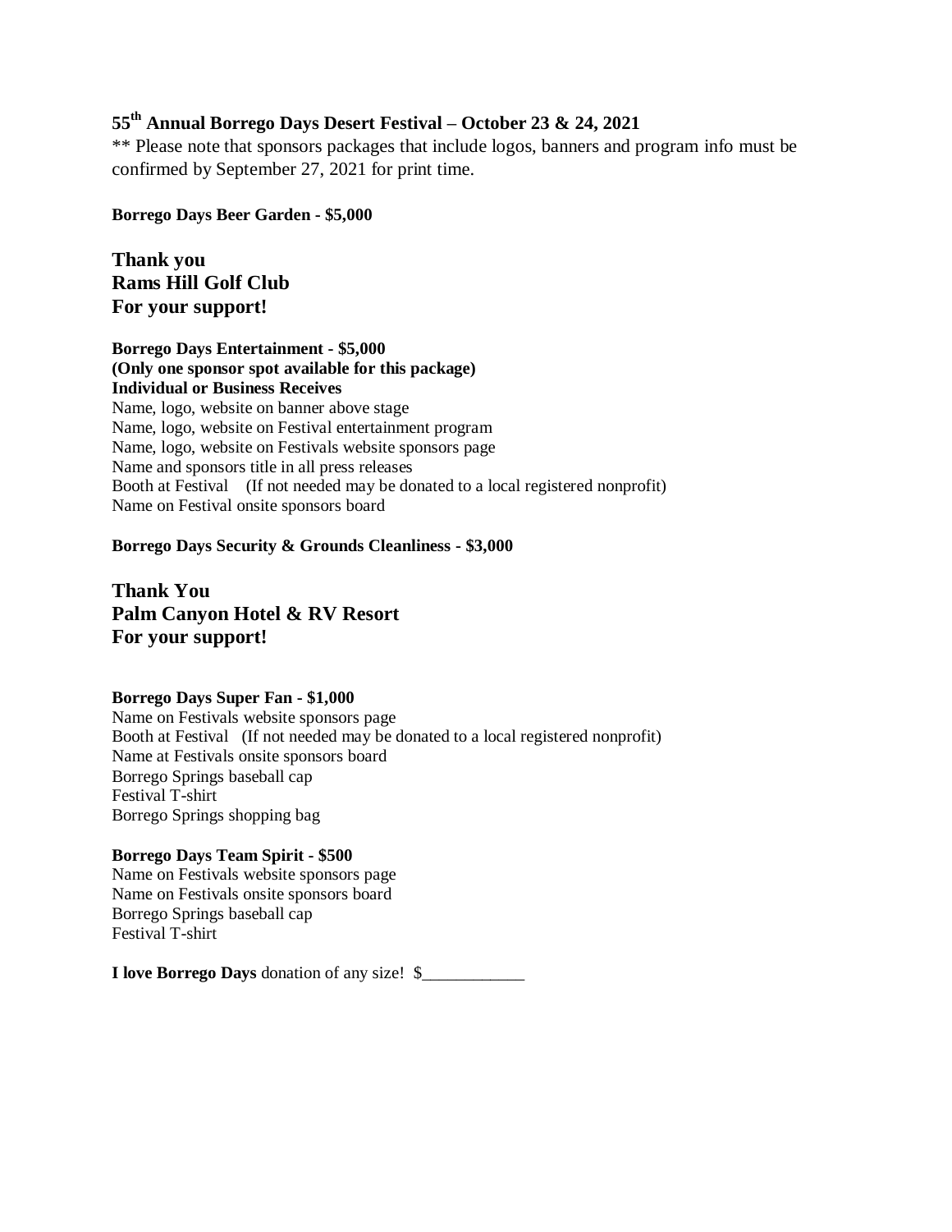**55th Annual Borrego Days Desert Festival – October 23 & 24, 2021**

** Please note that sponsors packages that include logos, banners and program info must be confirmed by September 27, 2021 for print time.

**Borrego Days Beer Garden - $5,000**

## Thank you
## Rams Hill Golf Club
## For your support!

**Borrego Days Entertainment - $5,000**
**(Only one sponsor spot available for this package)**
**Individual or Business Receives**
Name, logo, website on banner above stage
Name, logo, website on Festival entertainment program
Name, logo, website on Festivals website sponsors page
Name and sponsors title in all press releases
Booth at Festival (If not needed may be donated to a local registered nonprofit)
Name on Festival onsite sponsors board

**Borrego Days Security & Grounds Cleanliness - $3,000**

## Thank You
## Palm Canyon Hotel & RV Resort
## For your support!

**Borrego Days Super Fan - $1,000**
Name on Festivals website sponsors page
Booth at Festival (If not needed may be donated to a local registered nonprofit)
Name at Festivals onsite sponsors board
Borrego Springs baseball cap
Festival T-shirt
Borrego Springs shopping bag

**Borrego Days Team Spirit - $500**
Name on Festivals website sponsors page
Name on Festivals onsite sponsors board
Borrego Springs baseball cap
Festival T-shirt

**I love Borrego Days** donation of any size! $____________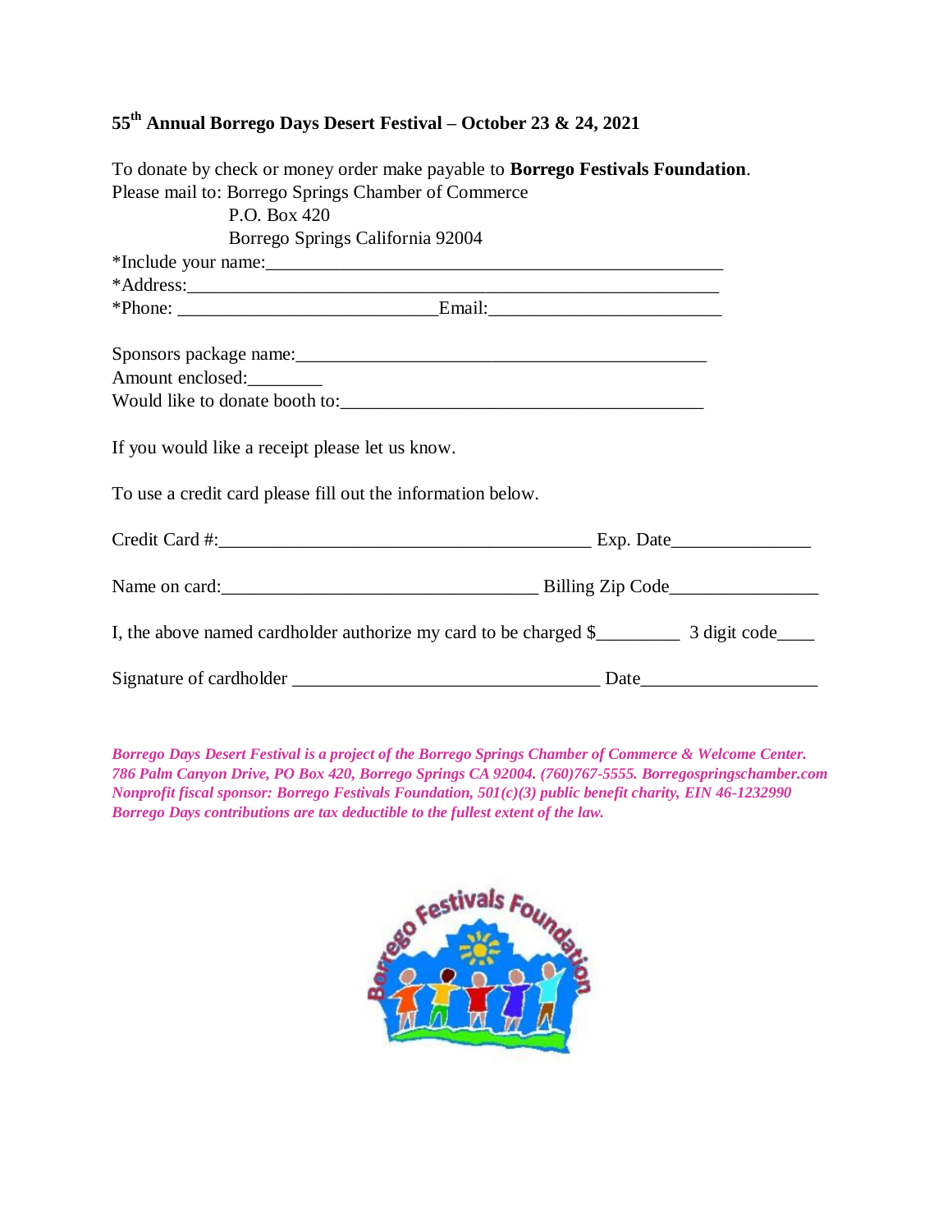# 55th Annual Borrego Days Desert Festival – October 23 & 24, 2021

To donate by check or money order make payable to **Borrego Festivals Foundation**.
Please mail to: Borrego Springs Chamber of Commerce
P.O. Box 420
Borrego Springs California 92004

*Include your name:_______________________________________________

*Address:_________________________________________________________

*Phone: ___________________________Email:________________________

Sponsors package name:____________________________________________

Amount enclosed:________

Would like to donate booth to:_______________________________________

If you would like a receipt please let us know.

To use a credit card please fill out the information below.

Credit Card #:_______________________________________ Exp. Date______________

Name on card:_______________________________ Billing Zip Code_______________

I, the above named cardholder authorize my card to be charged $_________ 3 digit code____

Signature of cardholder ________________________________ Date__________________

***Borrego Days Desert Festival is a project of the Borrego Springs Chamber of Commerce & Welcome Center. 786 Palm Canyon Drive, PO Box 420, Borrego Springs CA 92004. (760)767-5555. Borregospringschamber.com Nonprofit fiscal sponsor: Borrego Festivals Foundation, 501(c)(3) public benefit charity, EIN 46-1232990 Borrego Days contributions are tax deductible to the fullest extent of the law.***

Borrego Festivals Foundation